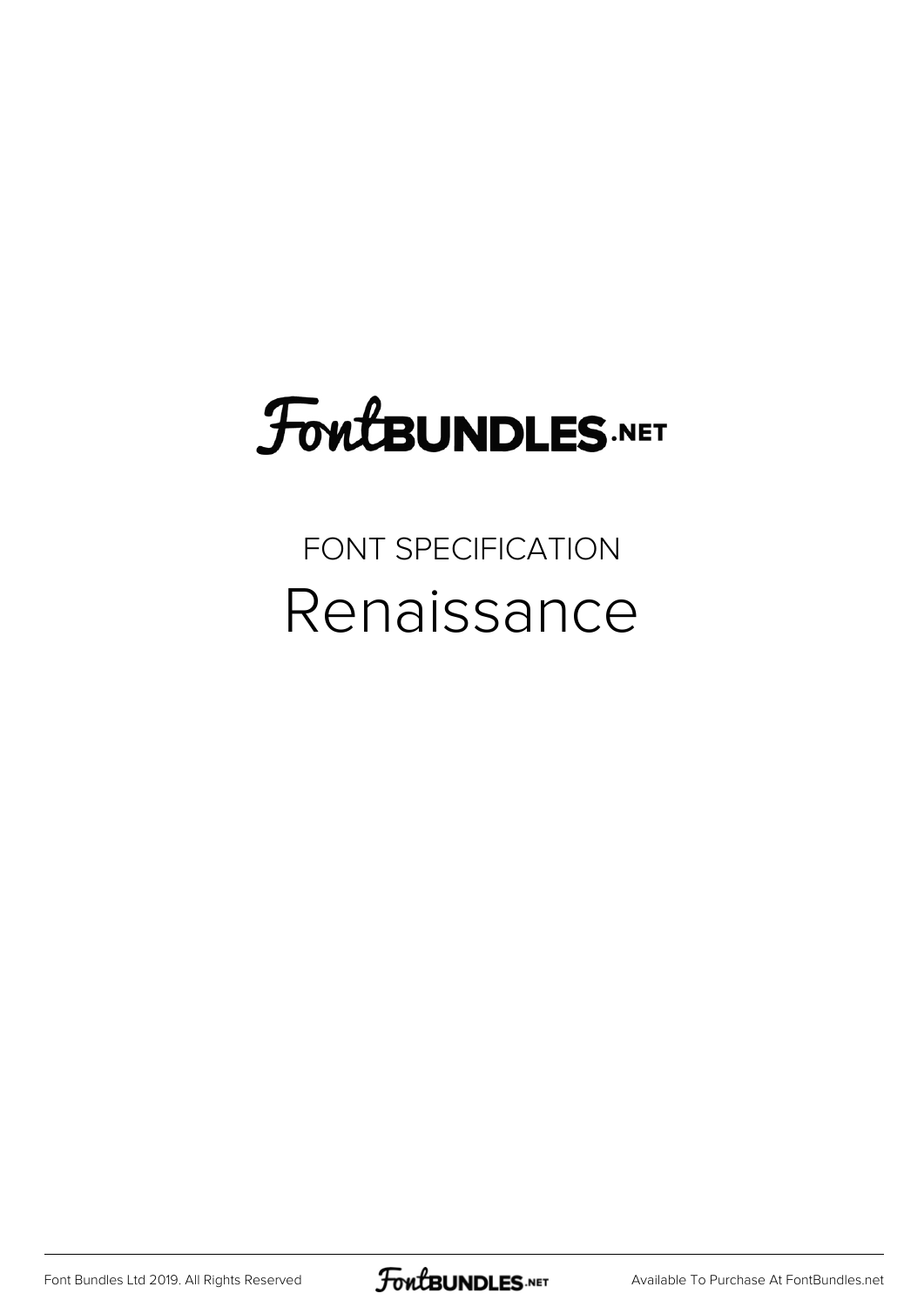# FontBUNDLES.NET

## FONT SPECIFICATION

# Renaissance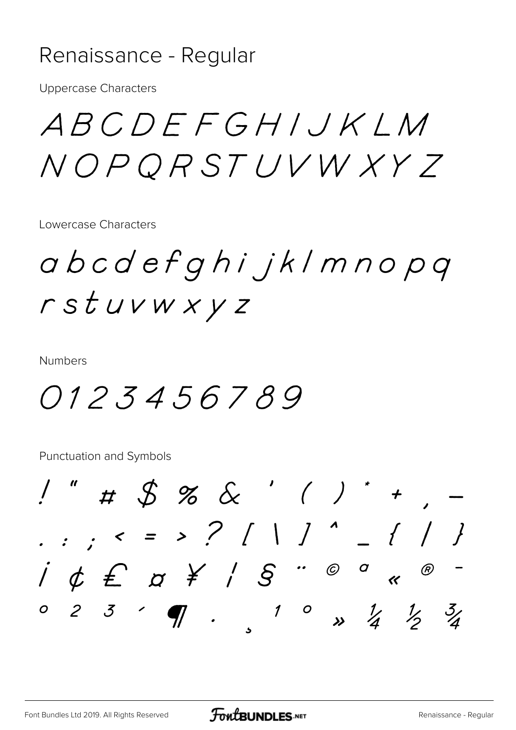# Renaissance - Regular

Uppercase Characters

A B C D E F G H I J K L M
N O P Q R S T U V W X Y Z

Lowercase Characters

a b c d e f g h i j k l m n o p q
r s t u v w x y z

Numbers

0 1 2 3 4 5 6 7 8 9

Punctuation and Symbols

! " # $ % & ' ( ) * + , -
. : ; < = > ? [ \ ] ^ _ { | }
¡ ¢ £ ¤ ¥ ¦ § ¨ © ª « ® -
° ² ³ ´ ¶ · ¸ ¹ º » ¼ ½ ¾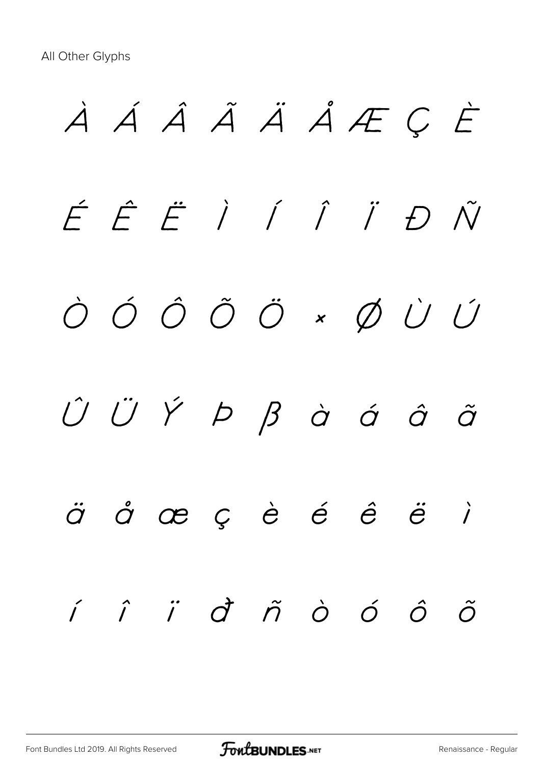All Other Glyphs

À Á Â Ã Ä Å Æ Ç È

É Ê Ë Ì Í Î Ï Ð Ñ

Ò Ó Ô Õ Ö × Ø Ù Ú

Û Ü Ý Þ ß à á â ã

ä å æ ç è é ê ë ì

í î ï ð ñ ò ó ô õ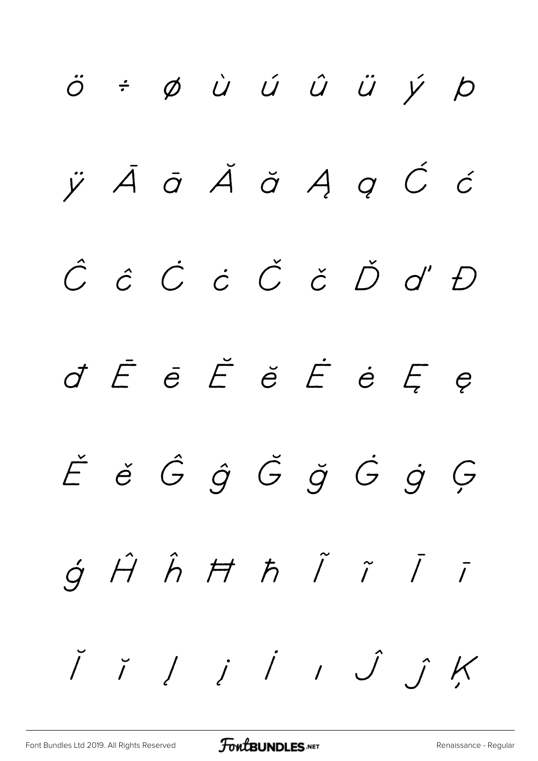ö ÷ ø ù ú û ü ý þ

ÿ Ā ā Ă ă Ą ą Ć ć

Ĉ ĉ Ċ ċ Č č Ď ď Đ

đ Ē ē Ĕ ĕ Ė ė Ę ę

Ě ě Ĝ ĝ Ğ ğ Ġ ġ Ģ

ģ Ĥ ĥ Ħ ħ Ĩ ĩ Ī ī

Ĭ ĭ Į į İ ı Ĵ ĵ Ķ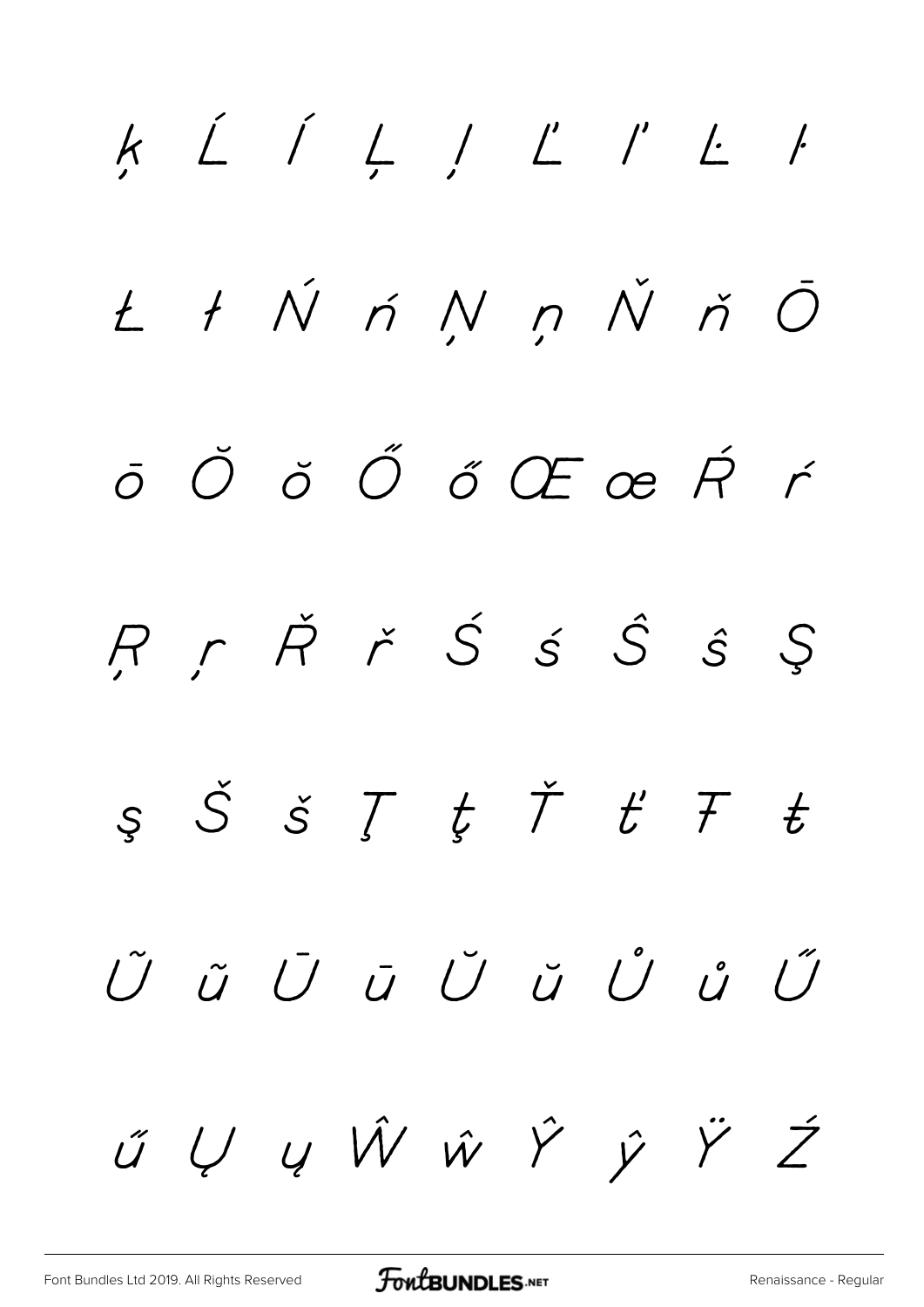ķ Ĺ ĺ Ļ ļ Ľ ľ Ŀ ŀ

Ł ł Ń ń Ņ ņ Ň ň Ō

ō Ŏ ŏ Ő ő Œ œ Ŕ ŕ

Ŗ ŗ Ř ř Ś ś Ŝ ŝ Ş

ş Š š Ţ ţ Ť ť Ŧ ŧ

Ũ ũ Ū ū Ŭ ŭ Ů ů Ű

ű Ų ų Ŵ ŵ Ŷ ŷ Ÿ Ź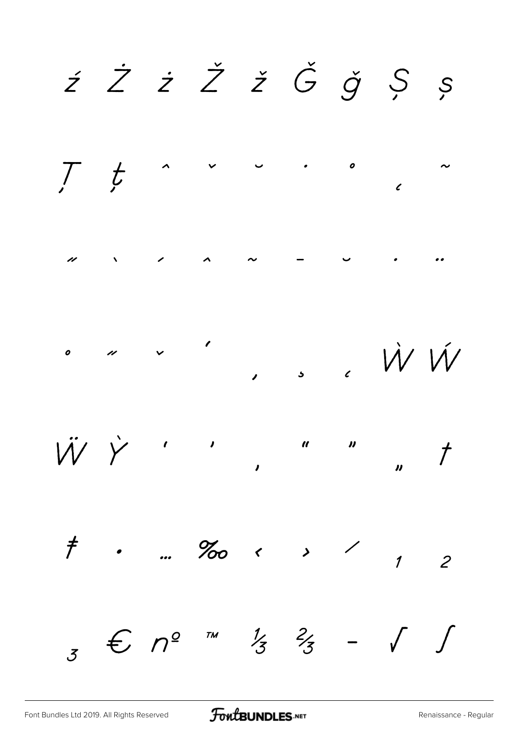ź Ż ż Ž ž Ǧ ǧ Ș ș

Ț ț ˆ ˇ ˘ ˙ ˚ ˛ ˜

˝ ˋ ˊ ˆ ˜ ˉ ˘ ˙ ¨

˚ ˝ ˇ ʹ ˏ ˓ ˛ Ẁ Ẃ

Ẅ Ỳ ' ' ‚ " " „ †

‡ • … ‰ ‹ › ⁄ ₁ ₂

₃ € № ™ ⅓ ⅔ − √ ∫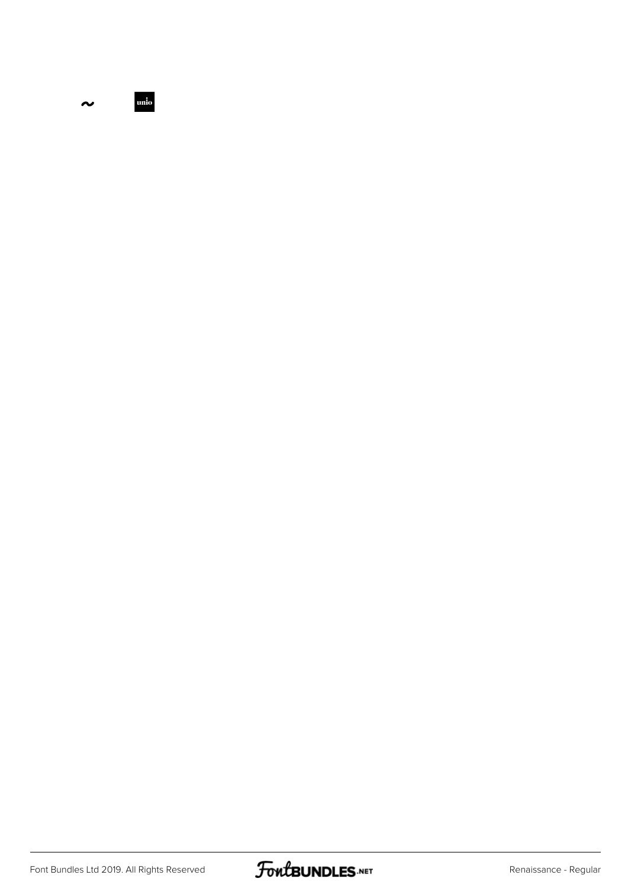~ unio